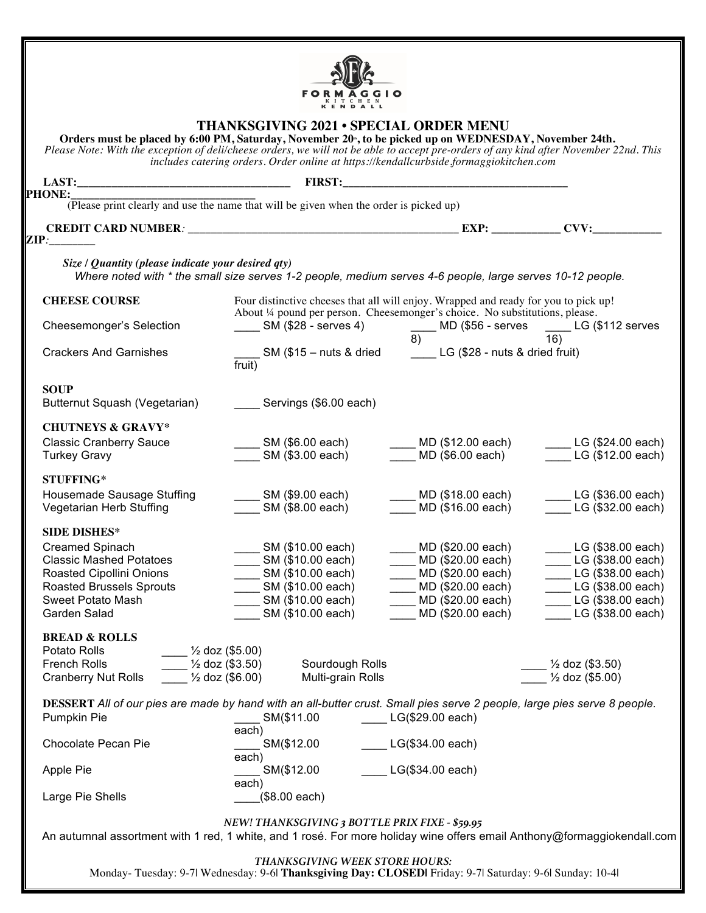FORMAGGIO KITCHEN KENDALL

# THANKSGIVING 2021 • SPECIAL ORDER MENU

**Orders must be placed by 6:00 PM, Saturday, November 20th, to be picked up on WEDNESDAY, November 24th.**

*Please Note: With the exception of deli/cheese orders, we will not be able to accept pre-orders of any kind after November 22nd. This includes catering orders. Order online at https://kendallcurbside.formaggiokitchen.com*

**LAST:**_________________________________ **FIRST:**___________________________________

**PHONE:**______________________________

(Please print clearly and use the name that will be given when the order is picked up)

**CREDIT CARD NUMBER**: ____________________________________________ **EXP:** ___________ **CVV:**___________

**ZIP**:________

***Size / Quantity (please indicate your desired qty)***

*Where noted with * the small size serves 1-2 people, medium serves 4-6 people, large serves 10-12 people.*

**CHEESE COURSE** — Four distinctive cheeses that all will enjoy. Wrapped and ready for you to pick up! About ¼ pound per person. Cheesemonger's choice. No substitutions, please.

| Item | | | |
|---|---|---|---|
| Cheesemonger's Selection | ____ SM ($28 - serves 4) | ____ MD ($56 - serves 8) | ____ LG ($112 serves 16) |
| Crackers And Garnishes | ____ SM ($15 – nuts & dried fruit) | ____ LG ($28 - nuts & dried fruit) | |

**SOUP**

| Item | |
|---|---|
| Butternut Squash (Vegetarian) | ____ Servings ($6.00 each) |

**CHUTNEYS & GRAVY***

| Item | | | |
|---|---|---|---|
| Classic Cranberry Sauce | ____ SM ($6.00 each) | ____ MD ($12.00 each) | ____ LG ($24.00 each) |
| Turkey Gravy | ____ SM ($3.00 each) | ____ MD ($6.00 each) | ____ LG ($12.00 each) |

**STUFFING***

| Item | | | |
|---|---|---|---|
| Housemade Sausage Stuffing | ____ SM ($9.00 each) | ____ MD ($18.00 each) | ____ LG ($36.00 each) |
| Vegetarian Herb Stuffing | ____ SM ($8.00 each) | ____ MD ($16.00 each) | ____ LG ($32.00 each) |

**SIDE DISHES***

| Item | | | |
|---|---|---|---|
| Creamed Spinach | ____ SM ($10.00 each) | ____ MD ($20.00 each) | ____ LG ($38.00 each) |
| Classic Mashed Potatoes | ____ SM ($10.00 each) | ____ MD ($20.00 each) | ____ LG ($38.00 each) |
| Roasted Cipollini Onions | ____ SM ($10.00 each) | ____ MD ($20.00 each) | ____ LG ($38.00 each) |
| Roasted Brussels Sprouts | ____ SM ($10.00 each) | ____ MD ($20.00 each) | ____ LG ($38.00 each) |
| Sweet Potato Mash | ____ SM ($10.00 each) | ____ MD ($20.00 each) | ____ LG ($38.00 each) |
| Garden Salad | ____ SM ($10.00 each) | ____ MD ($20.00 each) | ____ LG ($38.00 each) |

**BREAD & ROLLS**

| Item | | Item | |
|---|---|---|---|
| Potato Rolls | ____ ½ doz ($5.00) | | |
| French Rolls | ____ ½ doz ($3.50) | Sourdough Rolls | ____ ½ doz ($3.50) |
| Cranberry Nut Rolls | ____ ½ doz ($6.00) | Multi-grain Rolls | ____ ½ doz ($5.00) |

**DESSERT** *All of our pies are made by hand with an all-butter crust. Small pies serve 2 people, large pies serve 8 people.*

| Item | | |
|---|---|---|
| Pumpkin Pie | ____ SM($11.00 each) | ____ LG($29.00 each) |
| Chocolate Pecan Pie | ____ SM($12.00 each) | ____ LG($34.00 each) |
| Apple Pie | ____ SM($12.00 each) | ____ LG($34.00 each) |
| Large Pie Shells | ____($8.00 each) | |

*NEW! THANKSGIVING 3 BOTTLE PRIX FIXE - $59.95*

An autumnal assortment with 1 red, 1 white, and 1 rosé. For more holiday wine offers email Anthony@formaggiokendall.com

*THANKSGIVING WEEK STORE HOURS:*

Monday- Tuesday: 9-7| Wednesday: 9-6| **Thanksgiving Day: CLOSED|** Friday: 9-7| Saturday: 9-6| Sunday: 10-4|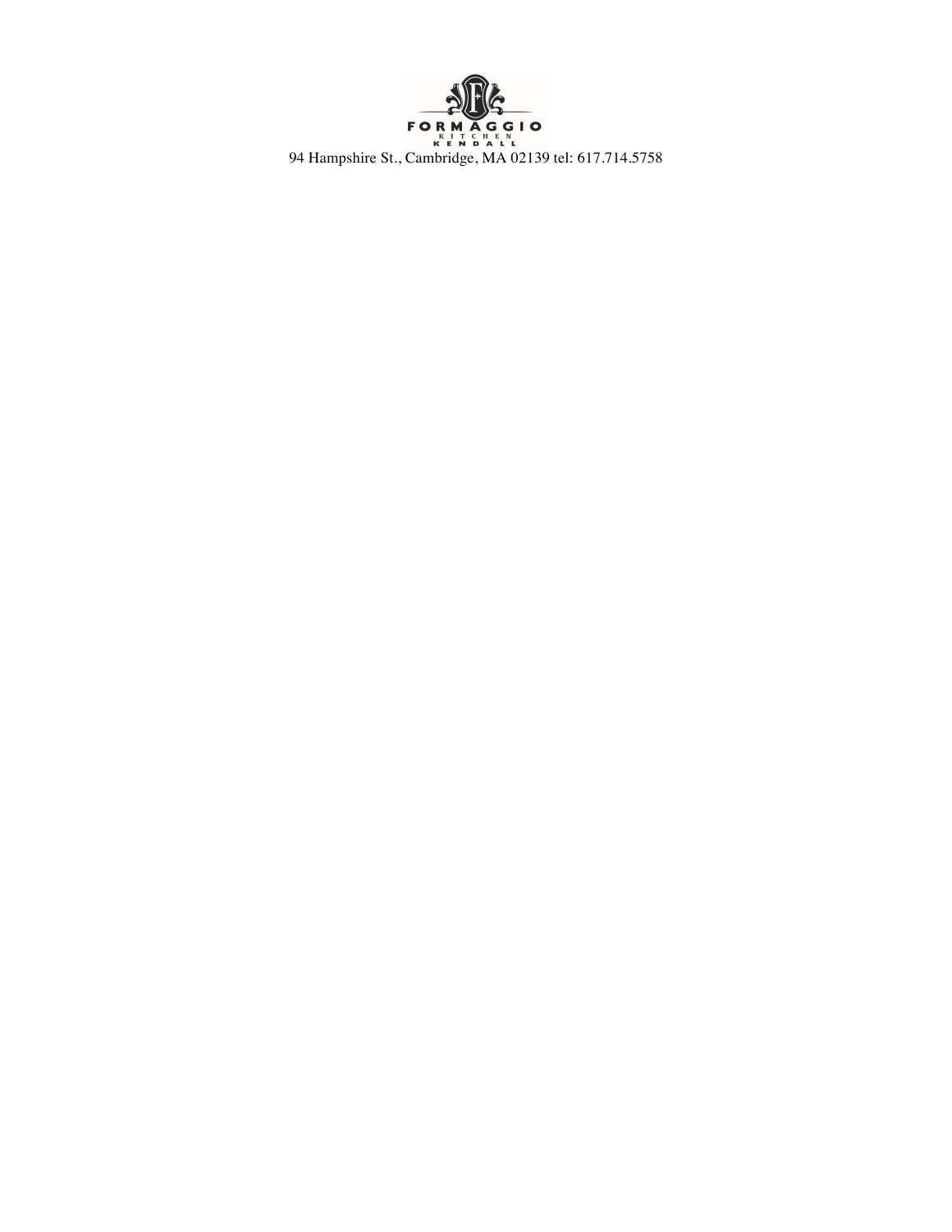FORMAGGIO
KITCHEN
KENDALL

94 Hampshire St., Cambridge, MA 02139 tel: 617.714.5758